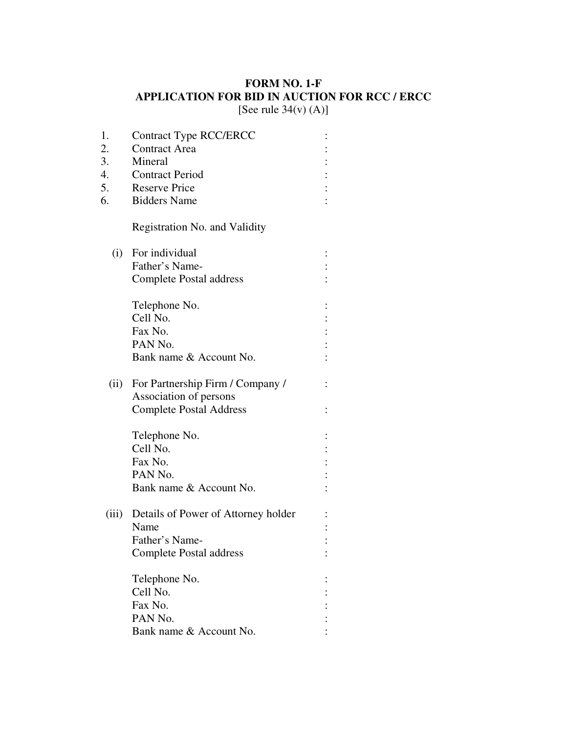# FORM NO. 1-F

## APPLICATION FOR BID IN AUCTION FOR RCC / ERCC

[See rule 34(v) (A)]

1. Contract Type RCC/ERCC :
2. Contract Area :
3. Mineral :
4. Contract Period :
5. Reserve Price :
6. Bidders Name :

Registration No. and Validity

(i) For individual :
Father's Name- :
Complete Postal address :

Telephone No. :
Cell No. :
Fax No. :
PAN No. :
Bank name & Account No. :

(ii) For Partnership Firm / Company / Association of persons :
Complete Postal Address :

Telephone No. :
Cell No. :
Fax No. :
PAN No. :
Bank name & Account No. :

(iii) Details of Power of Attorney holder :
Name :
Father's Name- :
Complete Postal address :

Telephone No. :
Cell No. :
Fax No. :
PAN No. :
Bank name & Account No. :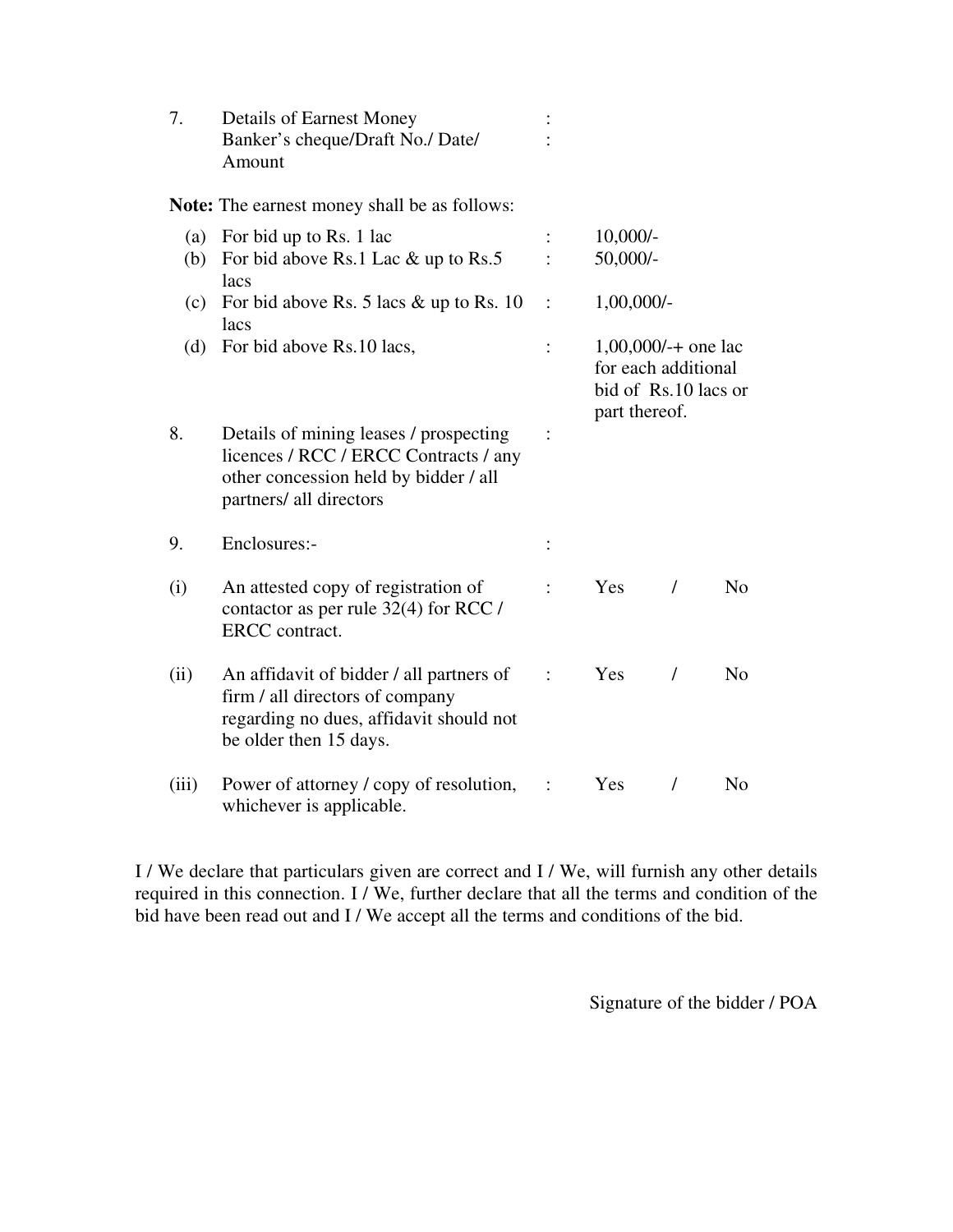7. Details of Earnest Money :
   Banker's cheque/Draft No./ Date/ Amount :

**Note:** The earnest money shall be as follows:

| | | | |
|---|---|---|---|
| (a) | For bid up to Rs. 1 lac | : | 10,000/- |
| (b) | For bid above Rs.1 Lac & up to Rs.5 lacs | : | 50,000/- |
| (c) | For bid above Rs. 5 lacs & up to Rs. 10 lacs | : | 1,00,000/- |
| (d) | For bid above Rs.10 lacs, | : | 1,00,000/-+ one lac for each additional bid of Rs.10 lacs or part thereof. |

8. Details of mining leases / prospecting licences / RCC / ERCC Contracts / any other concession held by bidder / all partners/ all directors :

9. Enclosures:- :

| | | | |
|---|---|---|---|
| (i) | An attested copy of registration of contactor as per rule 32(4) for RCC / ERCC contract. | : | Yes / No |
| (ii) | An affidavit of bidder / all partners of firm / all directors of company regarding no dues, affidavit should not be older then 15 days. | : | Yes / No |
| (iii) | Power of attorney / copy of resolution, whichever is applicable. | : | Yes / No |

I / We declare that particulars given are correct and I / We, will furnish any other details required in this connection. I / We, further declare that all the terms and condition of the bid have been read out and I / We accept all the terms and conditions of the bid.

Signature of the bidder / POA